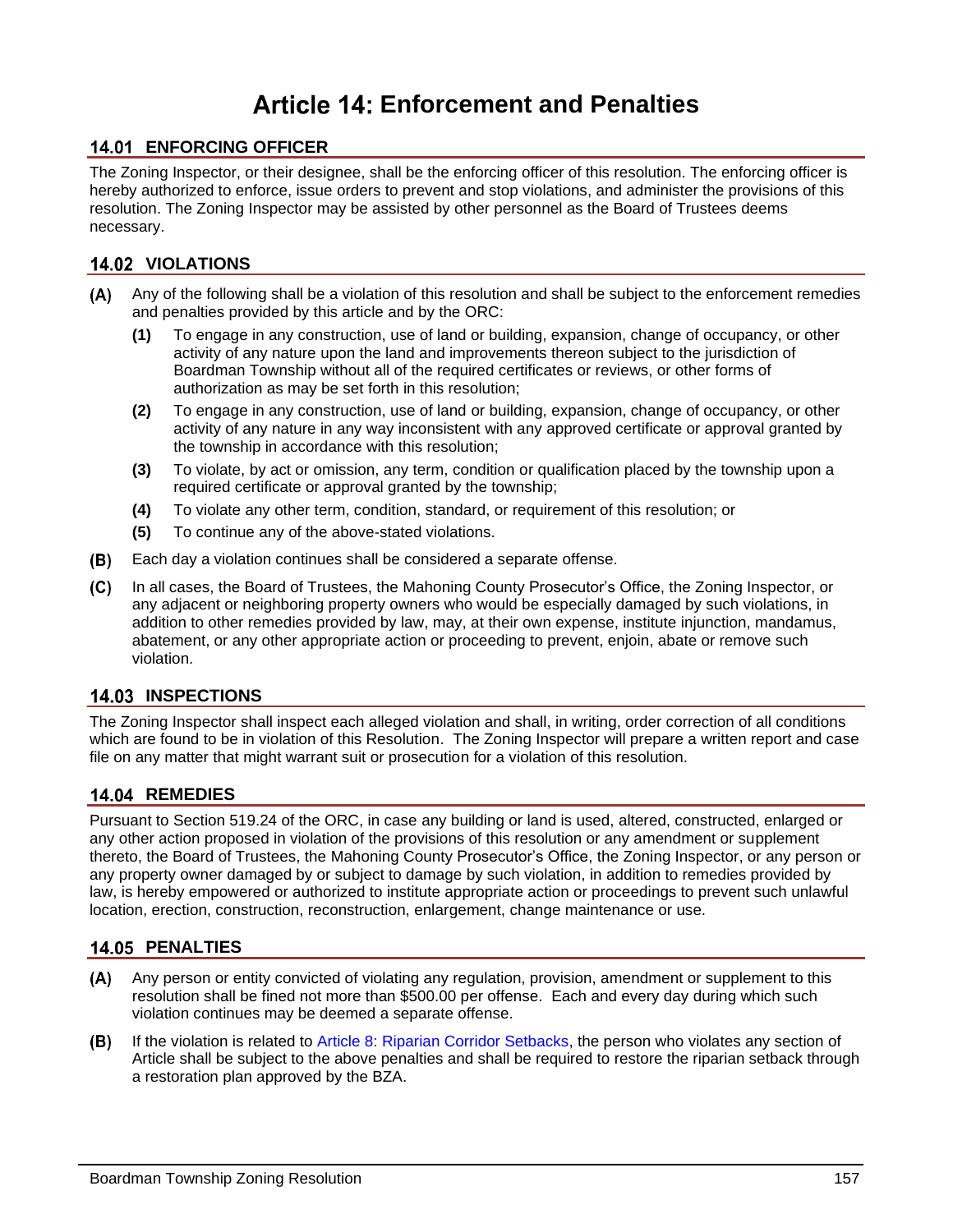# Article 14: Enforcement and Penalties

## 14.01 ENFORCING OFFICER

The Zoning Inspector, or their designee, shall be the enforcing officer of this resolution. The enforcing officer is hereby authorized to enforce, issue orders to prevent and stop violations, and administer the provisions of this resolution. The Zoning Inspector may be assisted by other personnel as the Board of Trustees deems necessary.

## 14.02 VIOLATIONS

**(A)** Any of the following shall be a violation of this resolution and shall be subject to the enforcement remedies and penalties provided by this article and by the ORC:

- **(1)** To engage in any construction, use of land or building, expansion, change of occupancy, or other activity of any nature upon the land and improvements thereon subject to the jurisdiction of Boardman Township without all of the required certificates or reviews, or other forms of authorization as may be set forth in this resolution;
- **(2)** To engage in any construction, use of land or building, expansion, change of occupancy, or other activity of any nature in any way inconsistent with any approved certificate or approval granted by the township in accordance with this resolution;
- **(3)** To violate, by act or omission, any term, condition or qualification placed by the township upon a required certificate or approval granted by the township;
- **(4)** To violate any other term, condition, standard, or requirement of this resolution; or
- **(5)** To continue any of the above-stated violations.

**(B)** Each day a violation continues shall be considered a separate offense.

**(C)** In all cases, the Board of Trustees, the Mahoning County Prosecutor's Office, the Zoning Inspector, or any adjacent or neighboring property owners who would be especially damaged by such violations, in addition to other remedies provided by law, may, at their own expense, institute injunction, mandamus, abatement, or any other appropriate action or proceeding to prevent, enjoin, abate or remove such violation.

## 14.03 INSPECTIONS

The Zoning Inspector shall inspect each alleged violation and shall, in writing, order correction of all conditions which are found to be in violation of this Resolution. The Zoning Inspector will prepare a written report and case file on any matter that might warrant suit or prosecution for a violation of this resolution.

## 14.04 REMEDIES

Pursuant to Section 519.24 of the ORC, in case any building or land is used, altered, constructed, enlarged or any other action proposed in violation of the provisions of this resolution or any amendment or supplement thereto, the Board of Trustees, the Mahoning County Prosecutor's Office, the Zoning Inspector, or any person or any property owner damaged by or subject to damage by such violation, in addition to remedies provided by law, is hereby empowered or authorized to institute appropriate action or proceedings to prevent such unlawful location, erection, construction, reconstruction, enlargement, change maintenance or use.

## 14.05 PENALTIES

**(A)** Any person or entity convicted of violating any regulation, provision, amendment or supplement to this resolution shall be fined not more than $500.00 per offense. Each and every day during which such violation continues may be deemed a separate offense.

**(B)** If the violation is related to Article 8: Riparian Corridor Setbacks, the person who violates any section of Article shall be subject to the above penalties and shall be required to restore the riparian setback through a restoration plan approved by the BZA.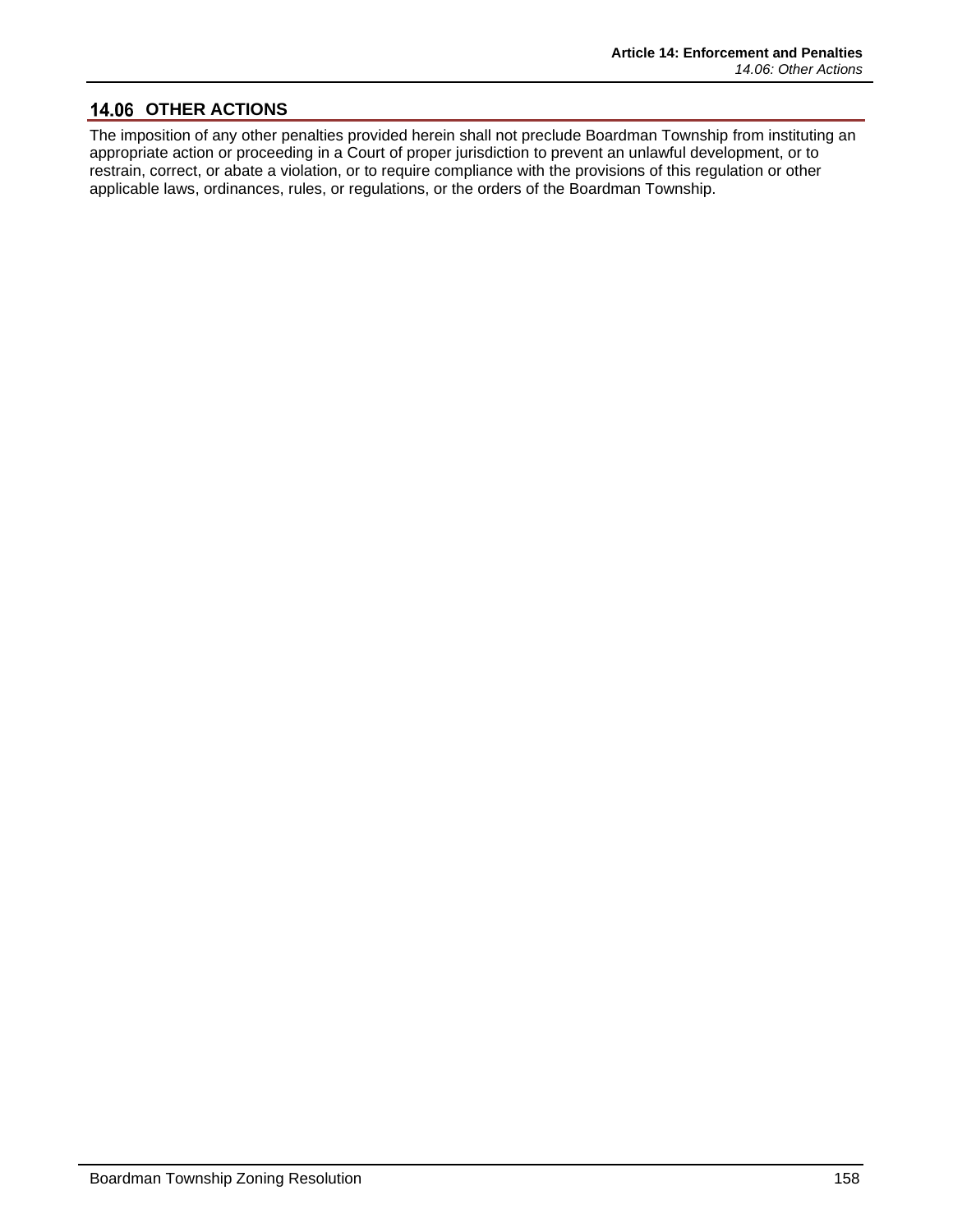## 14.06 OTHER ACTIONS

The imposition of any other penalties provided herein shall not preclude Boardman Township from instituting an appropriate action or proceeding in a Court of proper jurisdiction to prevent an unlawful development, or to restrain, correct, or abate a violation, or to require compliance with the provisions of this regulation or other applicable laws, ordinances, rules, or regulations, or the orders of the Boardman Township.